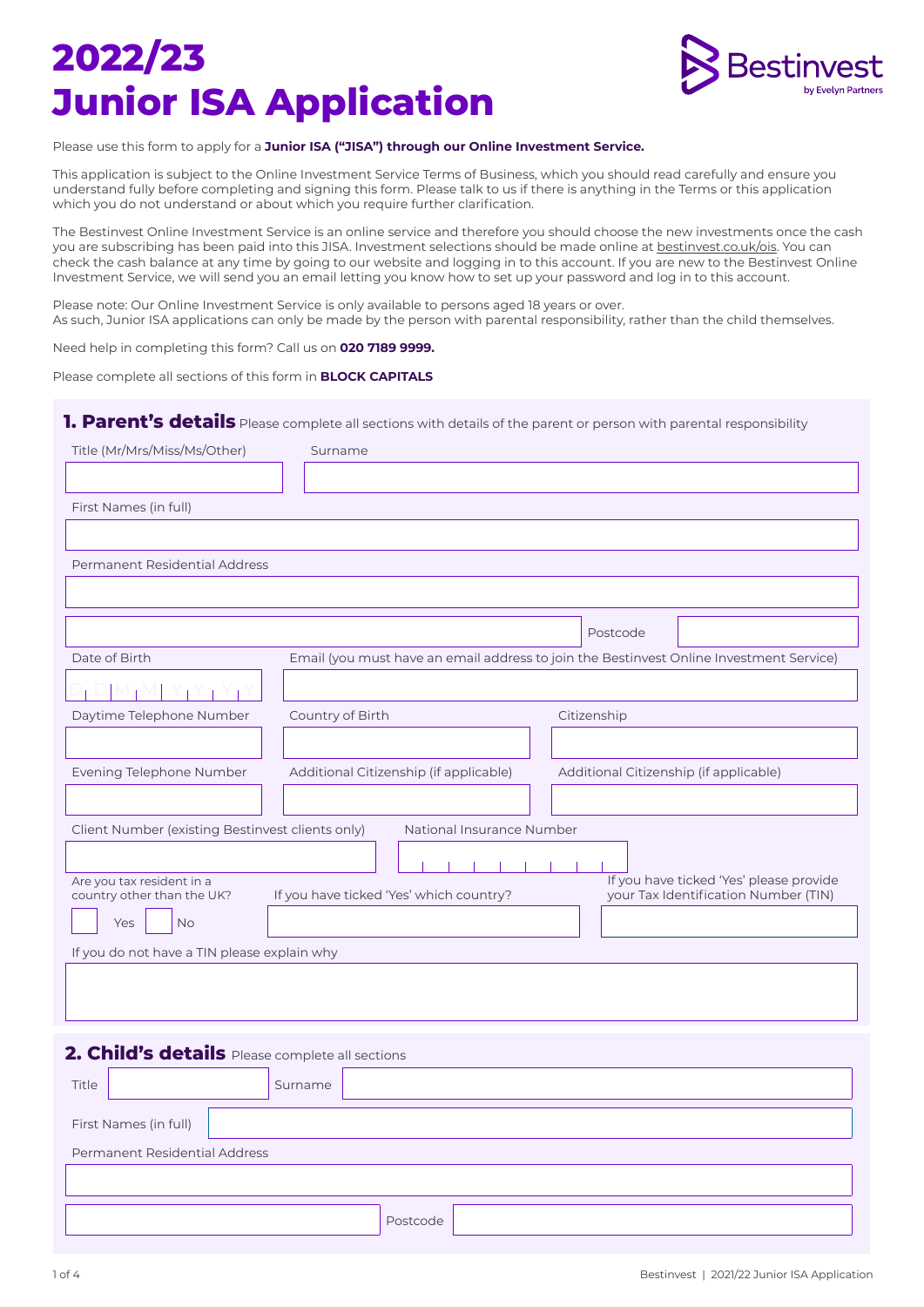# 2022/23 Junior ISA Application

Bestinvest by Evelyn Partners

Please use this form to apply for a **Junior ISA ("JISA") through our Online Investment Service.**

This application is subject to the Online Investment Service Terms of Business, which you should read carefully and ensure you understand fully before completing and signing this form. Please talk to us if there is anything in the Terms or this application which you do not understand or about which you require further clarification.

The Bestinvest Online Investment Service is an online service and therefore you should choose the new investments once the cash you are subscribing has been paid into this JISA. Investment selections should be made online at bestinvest.co.uk/ois. You can check the cash balance at any time by going to our website and logging in to this account. If you are new to the Bestinvest Online Investment Service, we will send you an email letting you know how to set up your password and log in to this account.

Please note: Our Online Investment Service is only available to persons aged 18 years or over.
As such, Junior ISA applications can only be made by the person with parental responsibility, rather than the child themselves.

Need help in completing this form? Call us on **020 7189 9999.**

Please complete all sections of this form in **BLOCK CAPITALS**

## 1. Parent's details

Please complete all sections with details of the parent or person with parental responsibility

Title (Mr/Mrs/Miss/Ms/Other)

Surname

First Names (in full)

Permanent Residential Address

Postcode

Date of Birth D D M M Y Y Y Y

Email (you must have an email address to join the Bestinvest Online Investment Service)

Daytime Telephone Number

Country of Birth

Citizenship

Evening Telephone Number

Additional Citizenship (if applicable)

Additional Citizenship (if applicable)

Client Number (existing Bestinvest clients only)

National Insurance Number

Are you tax resident in a country other than the UK? Yes ☐ No ☐

If you have ticked 'Yes' which country?

If you have ticked 'Yes' please provide your Tax Identification Number (TIN)

If you do not have a TIN please explain why

## 2. Child's details

Please complete all sections

Title

Surname

First Names (in full)

Permanent Residential Address

Postcode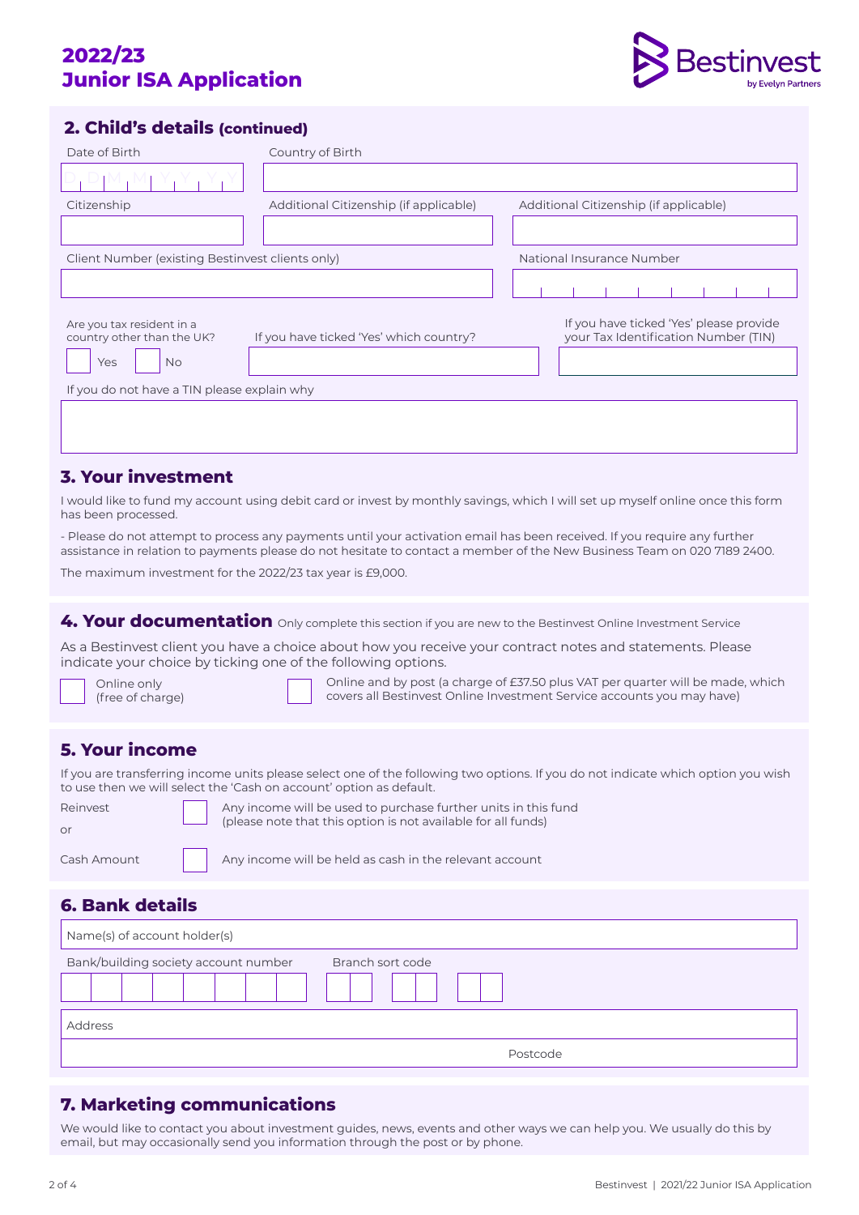# 2022/23 Junior ISA Application

## 2. Child's details (continued)

Date of Birth: D D M M Y Y Y Y

Country of Birth

Citizenship

Additional Citizenship (if applicable)

Additional Citizenship (if applicable)

Client Number (existing Bestinvest clients only)

National Insurance Number

Are you tax resident in a country other than the UK?

☐ Yes ☐ No

If you have ticked 'Yes' which country?

If you have ticked 'Yes' please provide your Tax Identification Number (TIN)

If you do not have a TIN please explain why

## 3. Your investment

I would like to fund my account using debit card or invest by monthly savings, which I will set up myself online once this form has been processed.

- Please do not attempt to process any payments until your activation email has been received. If you require any further assistance in relation to payments please do not hesitate to contact a member of the New Business Team on 020 7189 2400.

The maximum investment for the 2022/23 tax year is £9,000.

## 4. Your documentation

Only complete this section if you are new to the Bestinvest Online Investment Service

As a Bestinvest client you have a choice about how you receive your contract notes and statements. Please indicate your choice by ticking one of the following options.

☐ Online only (free of charge)

☐ Online and by post (a charge of £37.50 plus VAT per quarter will be made, which covers all Bestinvest Online Investment Service accounts you may have)

## 5. Your income

If you are transferring income units please select one of the following two options. If you do not indicate which option you wish to use then we will select the 'Cash on account' option as default.

Reinvest ☐ Any income will be used to purchase further units in this fund (please note that this option is not available for all funds)

or

Cash Amount ☐ Any income will be held as cash in the relevant account

## 6. Bank details

Name(s) of account holder(s)

Bank/building society account number

Branch sort code

Address

Postcode

## 7. Marketing communications

We would like to contact you about investment guides, news, events and other ways we can help you. We usually do this by email, but may occasionally send you information through the post or by phone.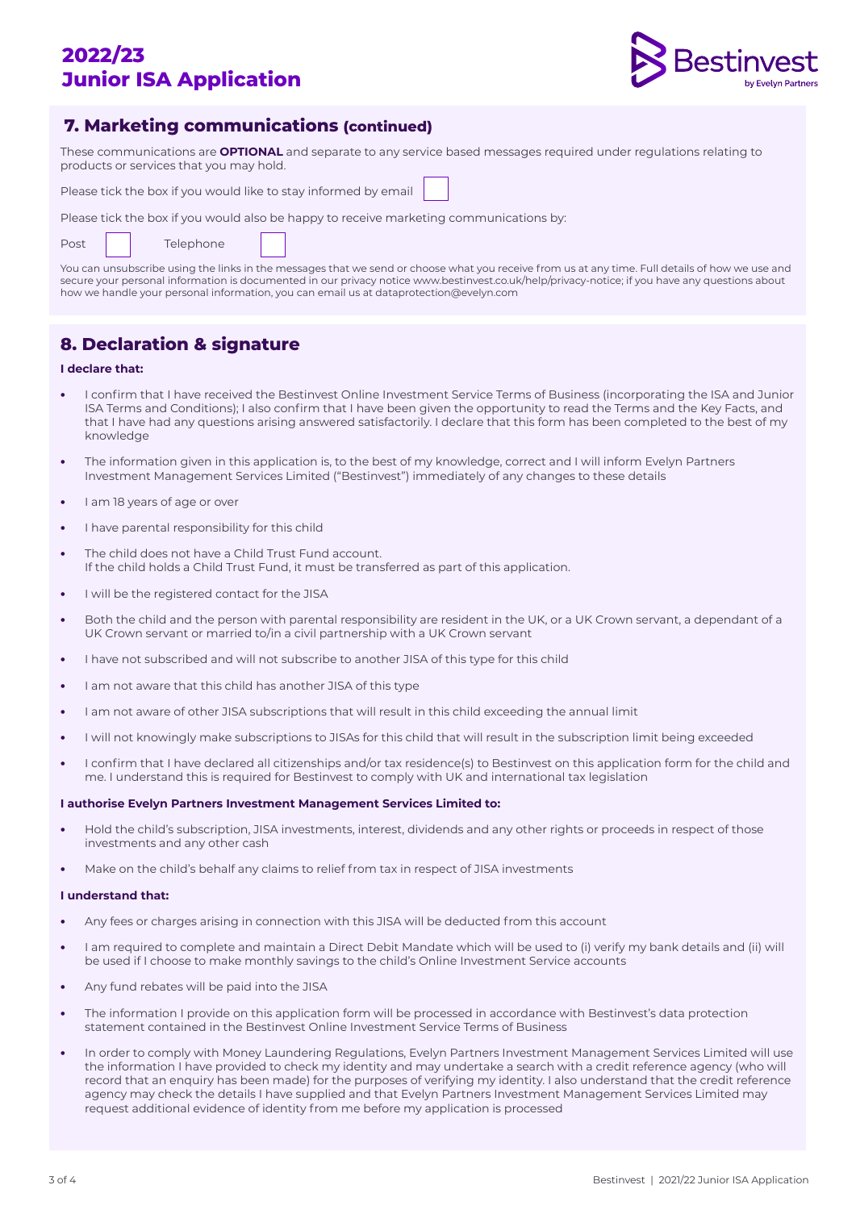## 7. Marketing communications (continued)

These communications are **OPTIONAL** and separate to any service based messages required under regulations relating to products or services that you may hold.

Please tick the box if you would like to stay informed by email ☐

Please tick the box if you would also be happy to receive marketing communications by:

Post ☐ Telephone ☐

You can unsubscribe using the links in the messages that we send or choose what you receive from us at any time. Full details of how we use and secure your personal information is documented in our privacy notice www.bestinvest.co.uk/help/privacy-notice; if you have any questions about how we handle your personal information, you can email us at dataprotection@evelyn.com

## 8. Declaration & signature

**I declare that:**

- I confirm that I have received the Bestinvest Online Investment Service Terms of Business (incorporating the ISA and Junior ISA Terms and Conditions); I also confirm that I have been given the opportunity to read the Terms and the Key Facts, and that I have had any questions arising answered satisfactorily. I declare that this form has been completed to the best of my knowledge
- The information given in this application is, to the best of my knowledge, correct and I will inform Evelyn Partners Investment Management Services Limited ("Bestinvest") immediately of any changes to these details
- I am 18 years of age or over
- I have parental responsibility for this child
- The child does not have a Child Trust Fund account. If the child holds a Child Trust Fund, it must be transferred as part of this application.
- I will be the registered contact for the JISA
- Both the child and the person with parental responsibility are resident in the UK, or a UK Crown servant, a dependant of a UK Crown servant or married to/in a civil partnership with a UK Crown servant
- I have not subscribed and will not subscribe to another JISA of this type for this child
- I am not aware that this child has another JISA of this type
- I am not aware of other JISA subscriptions that will result in this child exceeding the annual limit
- I will not knowingly make subscriptions to JISAs for this child that will result in the subscription limit being exceeded
- I confirm that I have declared all citizenships and/or tax residence(s) to Bestinvest on this application form for the child and me. I understand this is required for Bestinvest to comply with UK and international tax legislation

**I authorise Evelyn Partners Investment Management Services Limited to:**

- Hold the child's subscription, JISA investments, interest, dividends and any other rights or proceeds in respect of those investments and any other cash
- Make on the child's behalf any claims to relief from tax in respect of JISA investments

**I understand that:**

- Any fees or charges arising in connection with this JISA will be deducted from this account
- I am required to complete and maintain a Direct Debit Mandate which will be used to (i) verify my bank details and (ii) will be used if I choose to make monthly savings to the child's Online Investment Service accounts
- Any fund rebates will be paid into the JISA
- The information I provide on this application form will be processed in accordance with Bestinvest's data protection statement contained in the Bestinvest Online Investment Service Terms of Business
- In order to comply with Money Laundering Regulations, Evelyn Partners Investment Management Services Limited will use the information I have provided to check my identity and may undertake a search with a credit reference agency (who will record that an enquiry has been made) for the purposes of verifying my identity. I also understand that the credit reference agency may check the details I have supplied and that Evelyn Partners Investment Management Services Limited may request additional evidence of identity from me before my application is processed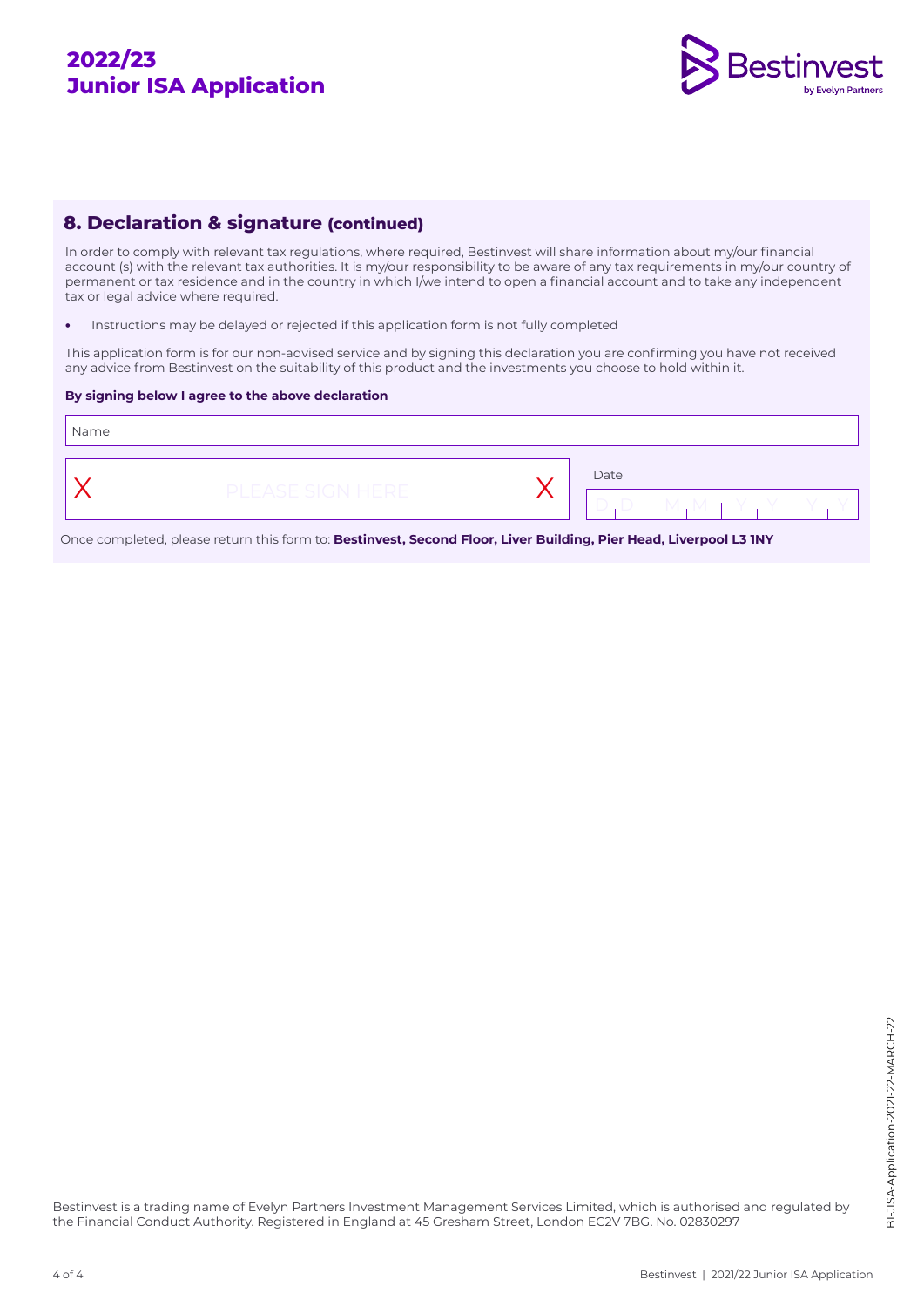# 2022/23 Junior ISA Application

## 8. Declaration & signature (continued)

In order to comply with relevant tax regulations, where required, Bestinvest will share information about my/our financial account (s) with the relevant tax authorities. It is my/our responsibility to be aware of any tax requirements in my/our country of permanent or tax residence and in the country in which I/we intend to open a financial account and to take any independent tax or legal advice where required.

- Instructions may be delayed or rejected if this application form is not fully completed

This application form is for our non-advised service and by signing this declaration you are confirming you have not received any advice from Bestinvest on the suitability of this product and the investments you choose to hold within it.

**By signing below I agree to the above declaration**

Name

X PLEASE SIGN HERE X

Date D D M M Y Y Y Y

Once completed, please return this form to: **Bestinvest, Second Floor, Liver Building, Pier Head, Liverpool L3 1NY**

Bestinvest is a trading name of Evelyn Partners Investment Management Services Limited, which is authorised and regulated by the Financial Conduct Authority. Registered in England at 45 Gresham Street, London EC2V 7BG. No. 02830297

BI-JISA-Application-2021-22-MARCH-22